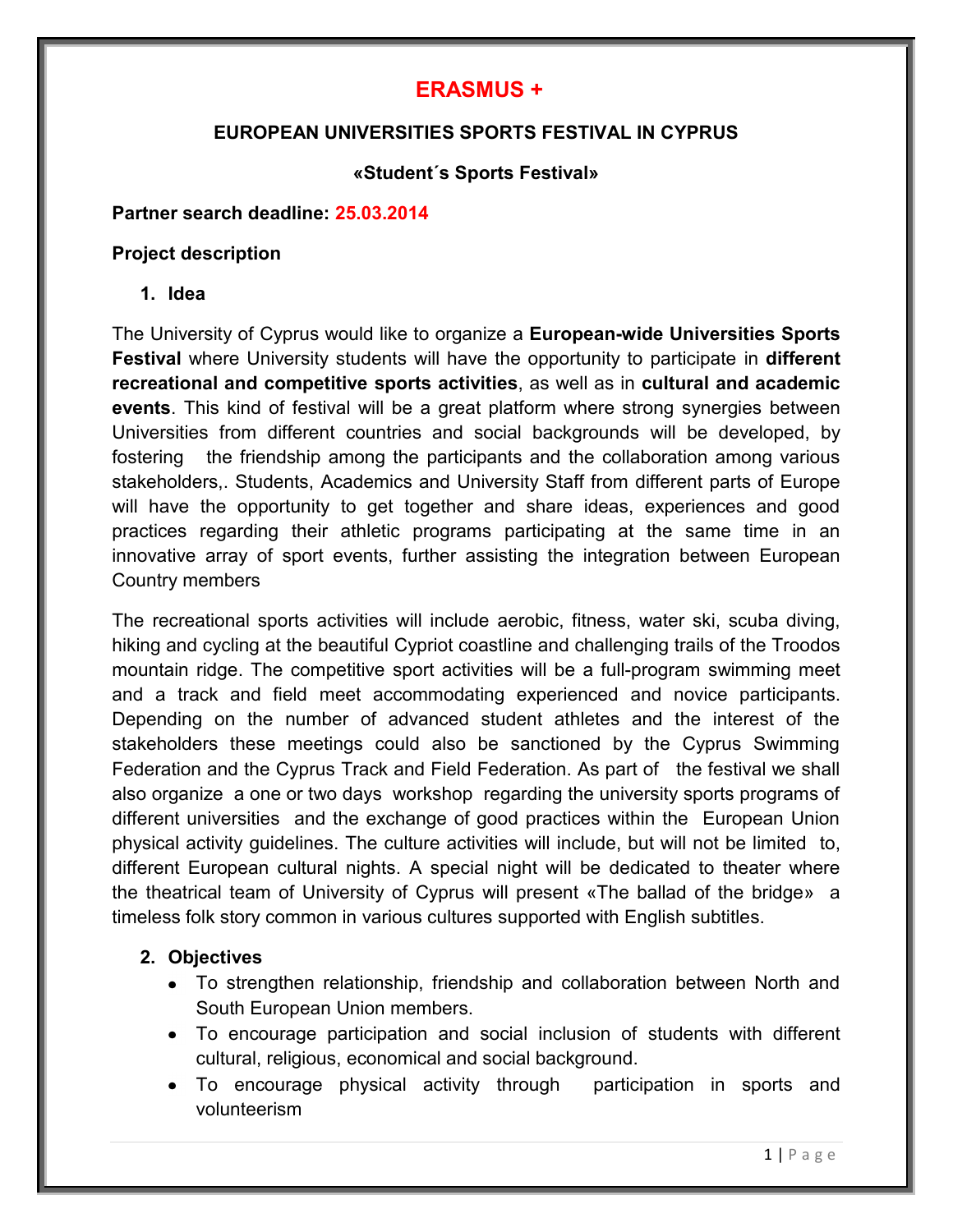# ERASMUS +

## EUROPEAN UNIVERSITIES SPORTS FESTIVAL IN CYPRUS

### «Student´s Sports Festival»

**Partner search deadline: 25.03.2014**

**Project description**

1. **Idea**

The University of Cyprus would like to organize a **European-wide Universities Sports Festival** where University students will have the opportunity to participate in **different recreational and competitive sports activities**, as well as in **cultural and academic events**. This kind of festival will be a great platform where strong synergies between Universities from different countries and social backgrounds will be developed, by fostering the friendship among the participants and the collaboration among various stakeholders,. Students, Academics and University Staff from different parts of Europe will have the opportunity to get together and share ideas, experiences and good practices regarding their athletic programs participating at the same time in an innovative array of sport events, further assisting the integration between European Country members

The recreational sports activities will include aerobic, fitness, water ski, scuba diving, hiking and cycling at the beautiful Cypriot coastline and challenging trails of the Troodos mountain ridge. The competitive sport activities will be a full-program swimming meet and a track and field meet accommodating experienced and novice participants. Depending on the number of advanced student athletes and the interest of the stakeholders these meetings could also be sanctioned by the Cyprus Swimming Federation and the Cyprus Track and Field Federation. As part of the festival we shall also organize a one or two days workshop regarding the university sports programs of different universities and the exchange of good practices within the European Union physical activity guidelines. The culture activities will include, but will not be limited to, different European cultural nights. A special night will be dedicated to theater where the theatrical team of University of Cyprus will present «The ballad of the bridge» a timeless folk story common in various cultures supported with English subtitles.

2. **Objectives**
   - To strengthen relationship, friendship and collaboration between North and South European Union members.
   - To encourage participation and social inclusion of students with different cultural, religious, economical and social background.
   - To encourage physical activity through participation in sports and volunteerism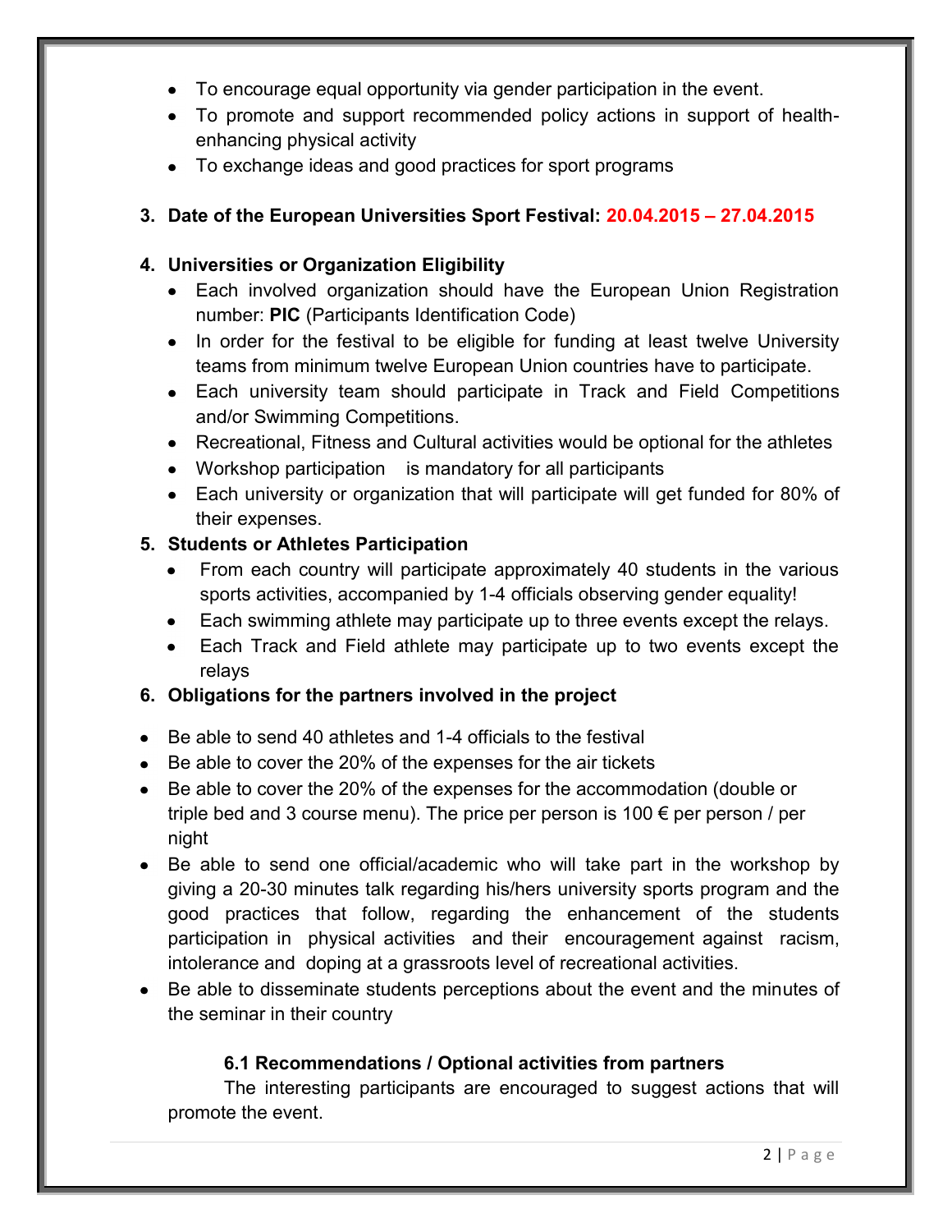- To encourage equal opportunity via gender participation in the event.
- To promote and support recommended policy actions in support of health-enhancing physical activity
- To exchange ideas and good practices for sport programs

3. **Date of the European Universities Sport Festival: 20.04.2015 – 27.04.2015**

4. **Universities or Organization Eligibility**
   - Each involved organization should have the European Union Registration number: **PIC** (Participants Identification Code)
   - In order for the festival to be eligible for funding at least twelve University teams from minimum twelve European Union countries have to participate.
   - Each university team should participate in Track and Field Competitions and/or Swimming Competitions.
   - Recreational, Fitness and Cultural activities would be optional for the athletes
   - Workshop participation is mandatory for all participants
   - Each university or organization that will participate will get funded for 80% of their expenses.

5. **Students or Athletes Participation**
   - From each country will participate approximately 40 students in the various sports activities, accompanied by 1-4 officials observing gender equality!
   - Each swimming athlete may participate up to three events except the relays.
   - Each Track and Field athlete may participate up to two events except the relays

6. **Obligations for the partners involved in the project**

- Be able to send 40 athletes and 1-4 officials to the festival
- Be able to cover the 20% of the expenses for the air tickets
- Be able to cover the 20% of the expenses for the accommodation (double or triple bed and 3 course menu). The price per person is 100 € per person / per night
- Be able to send one official/academic who will take part in the workshop by giving a 20-30 minutes talk regarding his/hers university sports program and the good practices that follow, regarding the enhancement of the students participation in physical activities and their encouragement against racism, intolerance and doping at a grassroots level of recreational activities.
- Be able to disseminate students perceptions about the event and the minutes of the seminar in their country

### 6.1 Recommendations / Optional activities from partners

The interesting participants are encouraged to suggest actions that will promote the event.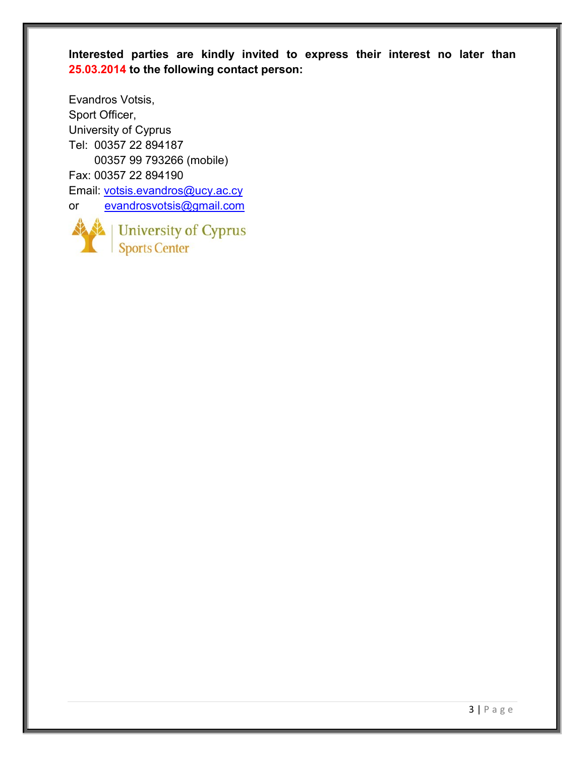**Interested parties are kindly invited to express their interest no later than 25.03.2014 to the following contact person:**

Evandros Votsis,
Sport Officer,
University of Cyprus
Tel: 00357 22 894187
00357 99 793266 (mobile)
Fax: 00357 22 894190
Email: votsis.evandros@ucy.ac.cy
or evandrosvotsis@gmail.com

University of Cyprus
Sports Center